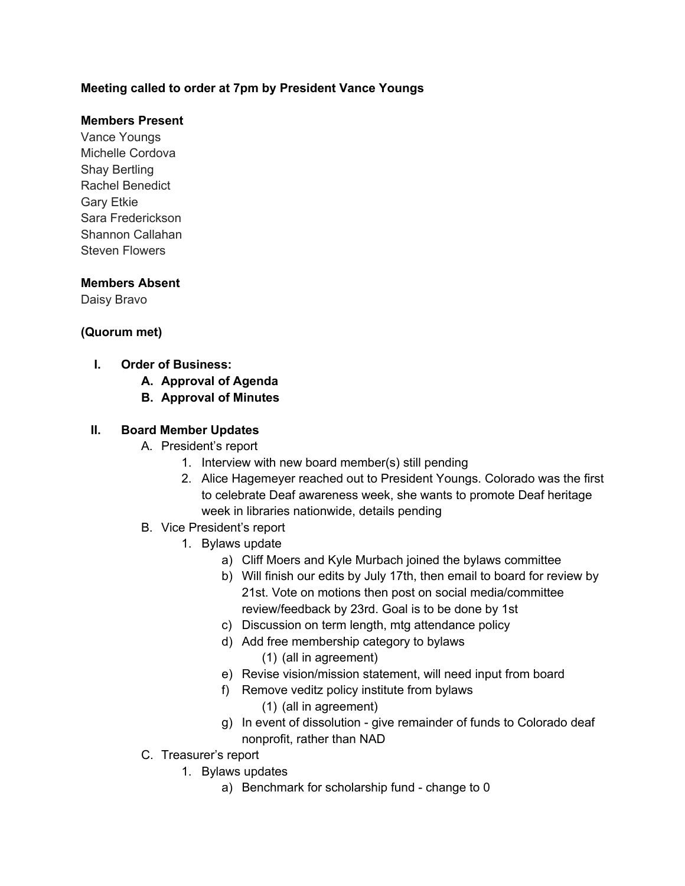**Meeting called to order at 7pm by President Vance Youngs**

**Members Present**

Vance Youngs
Michelle Cordova
Shay Bertling
Rachel Benedict
Gary Etkie
Sara Frederickson
Shannon Callahan
Steven Flowers

**Members Absent**

Daisy Bravo

**(Quorum met)**

I. **Order of Business:**
   A. **Approval of Agenda**
   B. **Approval of Minutes**

II. **Board Member Updates**
   A. President's report
      1. Interview with new board member(s) still pending
      2. Alice Hagemeyer reached out to President Youngs. Colorado was the first to celebrate Deaf awareness week, she wants to promote Deaf heritage week in libraries nationwide, details pending
   B. Vice President's report
      1. Bylaws update
         a) Cliff Moers and Kyle Murbach joined the bylaws committee
         b) Will finish our edits by July 17th, then email to board for review by 21st. Vote on motions then post on social media/committee review/feedback by 23rd. Goal is to be done by 1st
         c) Discussion on term length, mtg attendance policy
         d) Add free membership category to bylaws
            (1) (all in agreement)
         e) Revise vision/mission statement, will need input from board
         f) Remove veditz policy institute from bylaws
            (1) (all in agreement)
         g) In event of dissolution - give remainder of funds to Colorado deaf nonprofit, rather than NAD
   C. Treasurer's report
      1. Bylaws updates
         a) Benchmark for scholarship fund - change to 0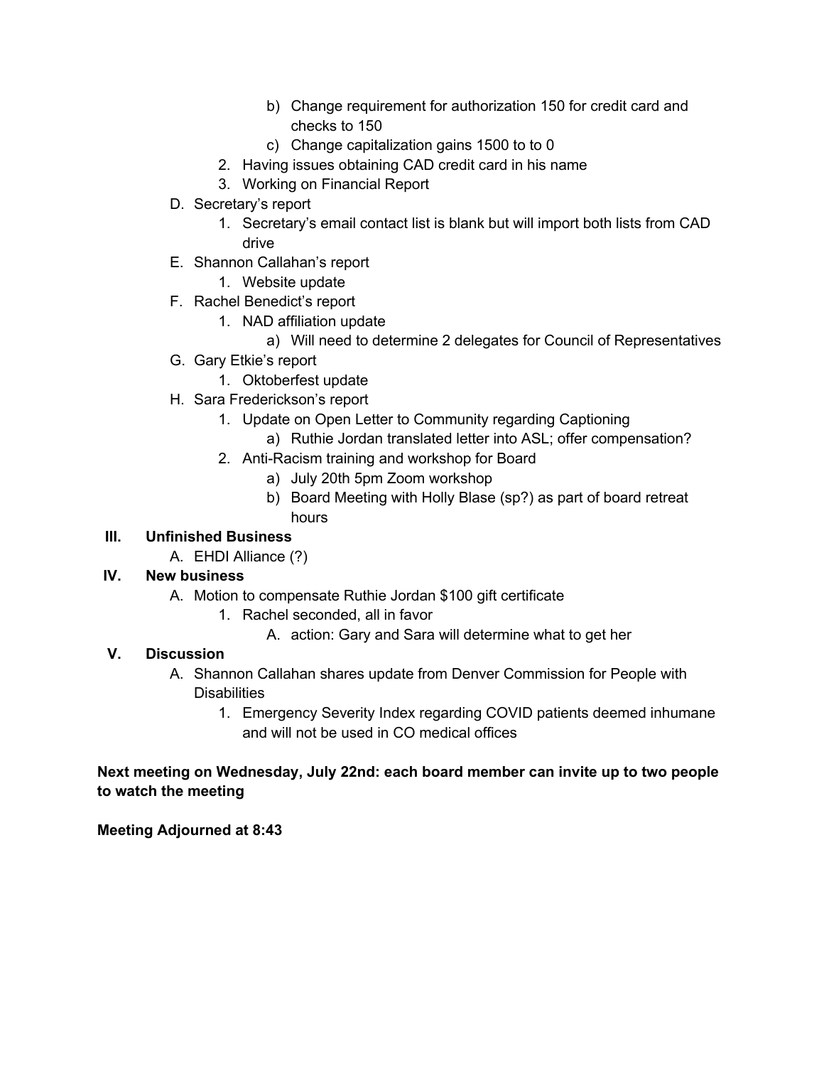- b) Change requirement for authorization 150 for credit card and checks to 150
   - c) Change capitalization gains 1500 to to 0
  2. Having issues obtaining CAD credit card in his name
  3. Working on Financial Report

- D. Secretary's report
  1. Secretary's email contact list is blank but will import both lists from CAD drive
- E. Shannon Callahan's report
  1. Website update
- F. Rachel Benedict's report
  1. NAD affiliation update
     - a) Will need to determine 2 delegates for Council of Representatives
- G. Gary Etkie's report
  1. Oktoberfest update
- H. Sara Frederickson's report
  1. Update on Open Letter to Community regarding Captioning
     - a) Ruthie Jordan translated letter into ASL; offer compensation?
  2. Anti-Racism training and workshop for Board
     - a) July 20th 5pm Zoom workshop
     - b) Board Meeting with Holly Blase (sp?) as part of board retreat hours

**III. Unfinished Business**

- A. EHDI Alliance (?)

**IV. New business**

- A. Motion to compensate Ruthie Jordan $100 gift certificate
  1. Rachel seconded, all in favor
     - A. action: Gary and Sara will determine what to get her

**V. Discussion**

- A. Shannon Callahan shares update from Denver Commission for People with Disabilities
  1. Emergency Severity Index regarding COVID patients deemed inhumane and will not be used in CO medical offices

**Next meeting on Wednesday, July 22nd: each board member can invite up to two people to watch the meeting**

**Meeting Adjourned at 8:43**